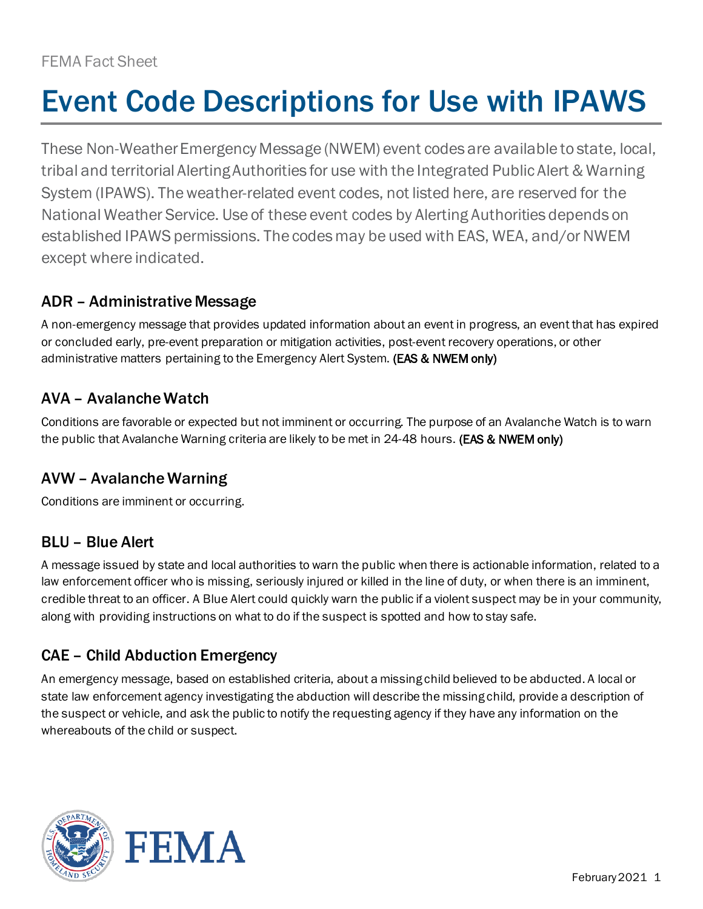FEMA Fact Sheet

# Event Code Descriptions for Use with IPAWS

These Non-Weather Emergency Message (NWEM) event codes are available to state, local, tribal and territorial Alerting Authorities for use with the Integrated Public Alert & Warning System (IPAWS). The weather-related event codes, not listed here, are reserved for the National Weather Service. Use of these event codes by Alerting Authorities depends on established IPAWS permissions. The codes may be used with EAS, WEA, and/or NWEM except where indicated.

## ADR – Administrative Message

A non-emergency message that provides updated information about an event in progress, an event that has expired or concluded early, pre-event preparation or mitigation activities, post-event recovery operations, or other administrative matters pertaining to the Emergency Alert System. (EAS & NWEM only)

## AVA – Avalanche Watch

Conditions are favorable or expected but not imminent or occurring. The purpose of an Avalanche Watch is to warn the public that Avalanche Warning criteria are likely to be met in 24-48 hours. (EAS & NWEM only)

## AVW – Avalanche Warning

Conditions are imminent or occurring.

## BLU – Blue Alert

A message issued by state and local authorities to warn the public when there is actionable information, related to a law enforcement officer who is missing, seriously injured or killed in the line of duty, or when there is an imminent, credible threat to an officer. A Blue Alert could quickly warn the public if a violent suspect may be in your community, along with providing instructions on what to do if the suspect is spotted and how to stay safe.

## CAE – Child Abduction Emergency

An emergency message, based on established criteria, about a missing child believed to be abducted. A local or state law enforcement agency investigating the abduction will describe the missing child, provide a description of the suspect or vehicle, and ask the public to notify the requesting agency if they have any information on the whereabouts of the child or suspect.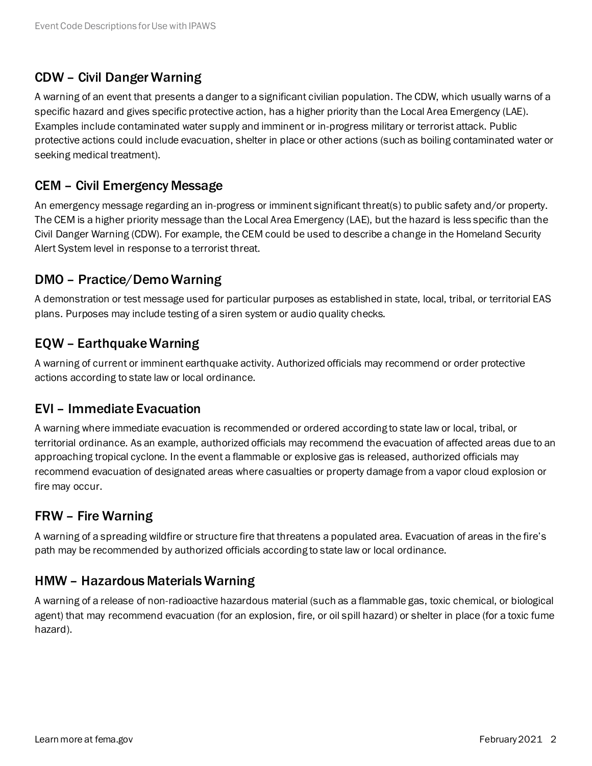## CDW – Civil Danger Warning

A warning of an event that presents a danger to a significant civilian population. The CDW, which usually warns of a specific hazard and gives specific protective action, has a higher priority than the Local Area Emergency (LAE). Examples include contaminated water supply and imminent or in-progress military or terrorist attack. Public protective actions could include evacuation, shelter in place or other actions (such as boiling contaminated water or seeking medical treatment).

## CEM – Civil Emergency Message

An emergency message regarding an in-progress or imminent significant threat(s) to public safety and/or property. The CEM is a higher priority message than the Local Area Emergency (LAE), but the hazard is less specific than the Civil Danger Warning (CDW). For example, the CEM could be used to describe a change in the Homeland Security Alert System level in response to a terrorist threat.

## DMO – Practice/Demo Warning

A demonstration or test message used for particular purposes as established in state, local, tribal, or territorial EAS plans. Purposes may include testing of a siren system or audio quality checks.

## EQW – Earthquake Warning

A warning of current or imminent earthquake activity. Authorized officials may recommend or order protective actions according to state law or local ordinance.

## EVI – Immediate Evacuation

A warning where immediate evacuation is recommended or ordered according to state law or local, tribal, or territorial ordinance. As an example, authorized officials may recommend the evacuation of affected areas due to an approaching tropical cyclone. In the event a flammable or explosive gas is released, authorized officials may recommend evacuation of designated areas where casualties or property damage from a vapor cloud explosion or fire may occur.

## FRW – Fire Warning

A warning of a spreading wildfire or structure fire that threatens a populated area. Evacuation of areas in the fire's path may be recommended by authorized officials according to state law or local ordinance.

## HMW – Hazardous Materials Warning

A warning of a release of non-radioactive hazardous material (such as a flammable gas, toxic chemical, or biological agent) that may recommend evacuation (for an explosion, fire, or oil spill hazard) or shelter in place (for a toxic fume hazard).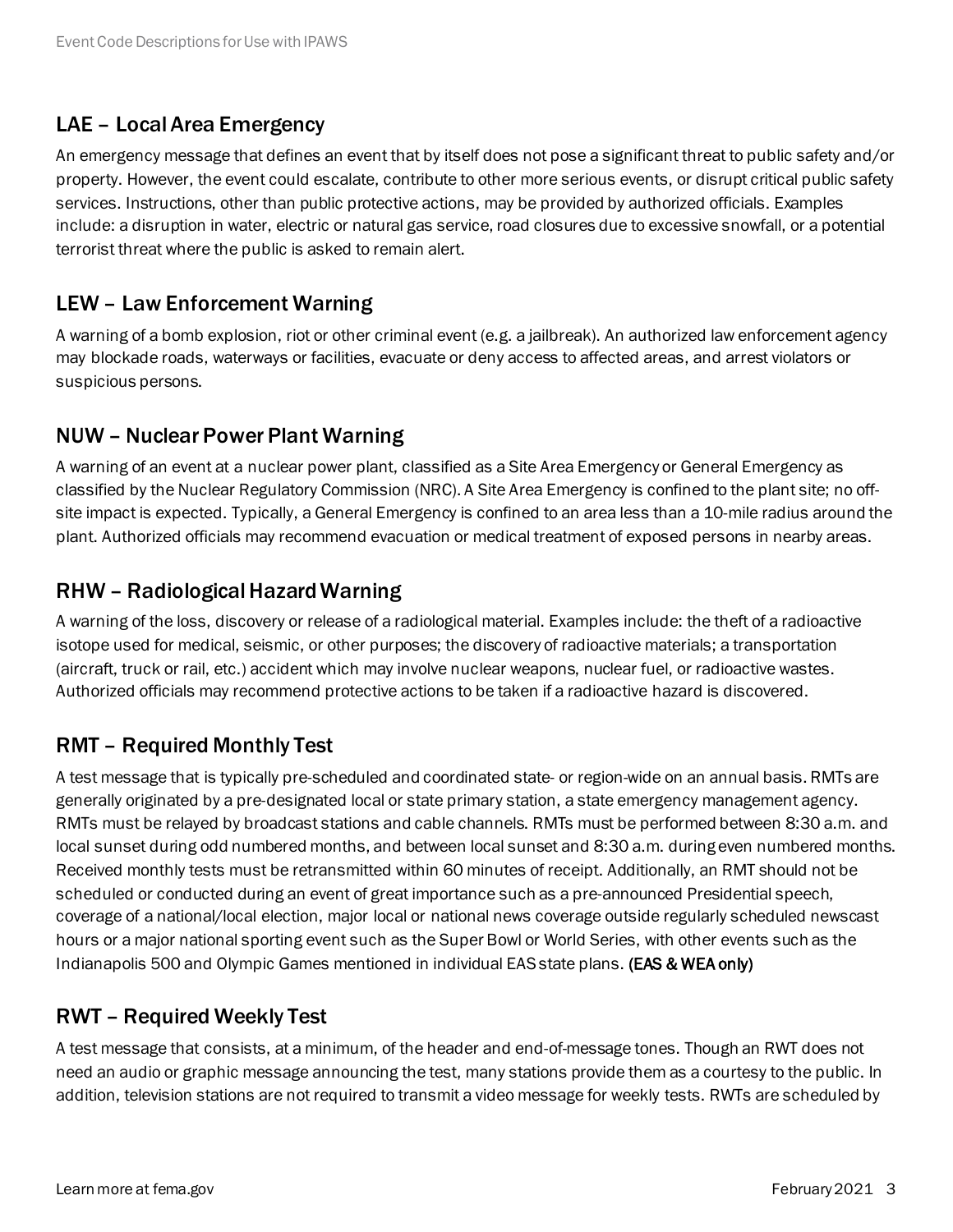## LAE – Local Area Emergency

An emergency message that defines an event that by itself does not pose a significant threat to public safety and/or property. However, the event could escalate, contribute to other more serious events, or disrupt critical public safety services. Instructions, other than public protective actions, may be provided by authorized officials. Examples include: a disruption in water, electric or natural gas service, road closures due to excessive snowfall, or a potential terrorist threat where the public is asked to remain alert.

## LEW – Law Enforcement Warning

A warning of a bomb explosion, riot or other criminal event (e.g. a jailbreak). An authorized law enforcement agency may blockade roads, waterways or facilities, evacuate or deny access to affected areas, and arrest violators or suspicious persons.

## NUW – Nuclear Power Plant Warning

A warning of an event at a nuclear power plant, classified as a Site Area Emergency or General Emergency as classified by the Nuclear Regulatory Commission (NRC). A Site Area Emergency is confined to the plant site; no off-site impact is expected. Typically, a General Emergency is confined to an area less than a 10-mile radius around the plant. Authorized officials may recommend evacuation or medical treatment of exposed persons in nearby areas.

## RHW – Radiological Hazard Warning

A warning of the loss, discovery or release of a radiological material. Examples include: the theft of a radioactive isotope used for medical, seismic, or other purposes; the discovery of radioactive materials; a transportation (aircraft, truck or rail, etc.) accident which may involve nuclear weapons, nuclear fuel, or radioactive wastes. Authorized officials may recommend protective actions to be taken if a radioactive hazard is discovered.

## RMT – Required Monthly Test

A test message that is typically pre-scheduled and coordinated state- or region-wide on an annual basis. RMTs are generally originated by a pre-designated local or state primary station, a state emergency management agency. RMTs must be relayed by broadcast stations and cable channels. RMTs must be performed between 8:30 a.m. and local sunset during odd numbered months, and between local sunset and 8:30 a.m. during even numbered months. Received monthly tests must be retransmitted within 60 minutes of receipt. Additionally, an RMT should not be scheduled or conducted during an event of great importance such as a pre-announced Presidential speech, coverage of a national/local election, major local or national news coverage outside regularly scheduled newscast hours or a major national sporting event such as the Super Bowl or World Series, with other events such as the Indianapolis 500 and Olympic Games mentioned in individual EAS state plans. **(EAS & WEA only)**

## RWT – Required Weekly Test

A test message that consists, at a minimum, of the header and end-of-message tones. Though an RWT does not need an audio or graphic message announcing the test, many stations provide them as a courtesy to the public. In addition, television stations are not required to transmit a video message for weekly tests. RWTs are scheduled by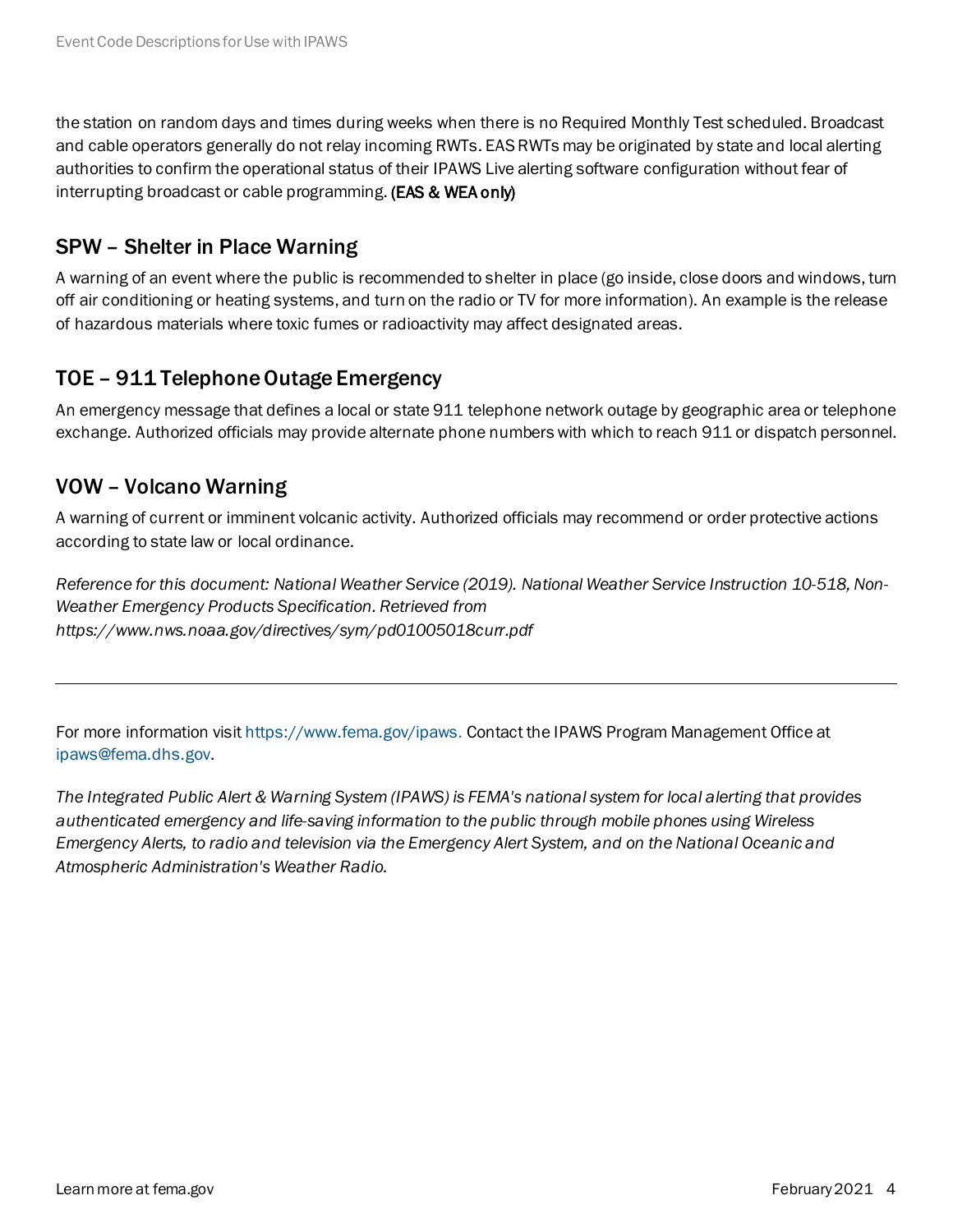the station on random days and times during weeks when there is no Required Monthly Test scheduled. Broadcast and cable operators generally do not relay incoming RWTs. EAS RWTs may be originated by state and local alerting authorities to confirm the operational status of their IPAWS Live alerting software configuration without fear of interrupting broadcast or cable programming. **(EAS & WEA only)**

## SPW – Shelter in Place Warning

A warning of an event where the public is recommended to shelter in place (go inside, close doors and windows, turn off air conditioning or heating systems, and turn on the radio or TV for more information). An example is the release of hazardous materials where toxic fumes or radioactivity may affect designated areas.

## TOE – 911 Telephone Outage Emergency

An emergency message that defines a local or state 911 telephone network outage by geographic area or telephone exchange. Authorized officials may provide alternate phone numbers with which to reach 911 or dispatch personnel.

## VOW – Volcano Warning

A warning of current or imminent volcanic activity. Authorized officials may recommend or order protective actions according to state law or local ordinance.

*Reference for this document: National Weather Service (2019). National Weather Service Instruction 10-518, Non-Weather Emergency Products Specification. Retrieved from https://www.nws.noaa.gov/directives/sym/pd01005018curr.pdf*

---

For more information visit https://www.fema.gov/ipaws. Contact the IPAWS Program Management Office at ipaws@fema.dhs.gov.

*The Integrated Public Alert & Warning System (IPAWS) is FEMA's national system for local alerting that provides authenticated emergency and life-saving information to the public through mobile phones using Wireless Emergency Alerts, to radio and television via the Emergency Alert System, and on the National Oceanic and Atmospheric Administration's Weather Radio.*